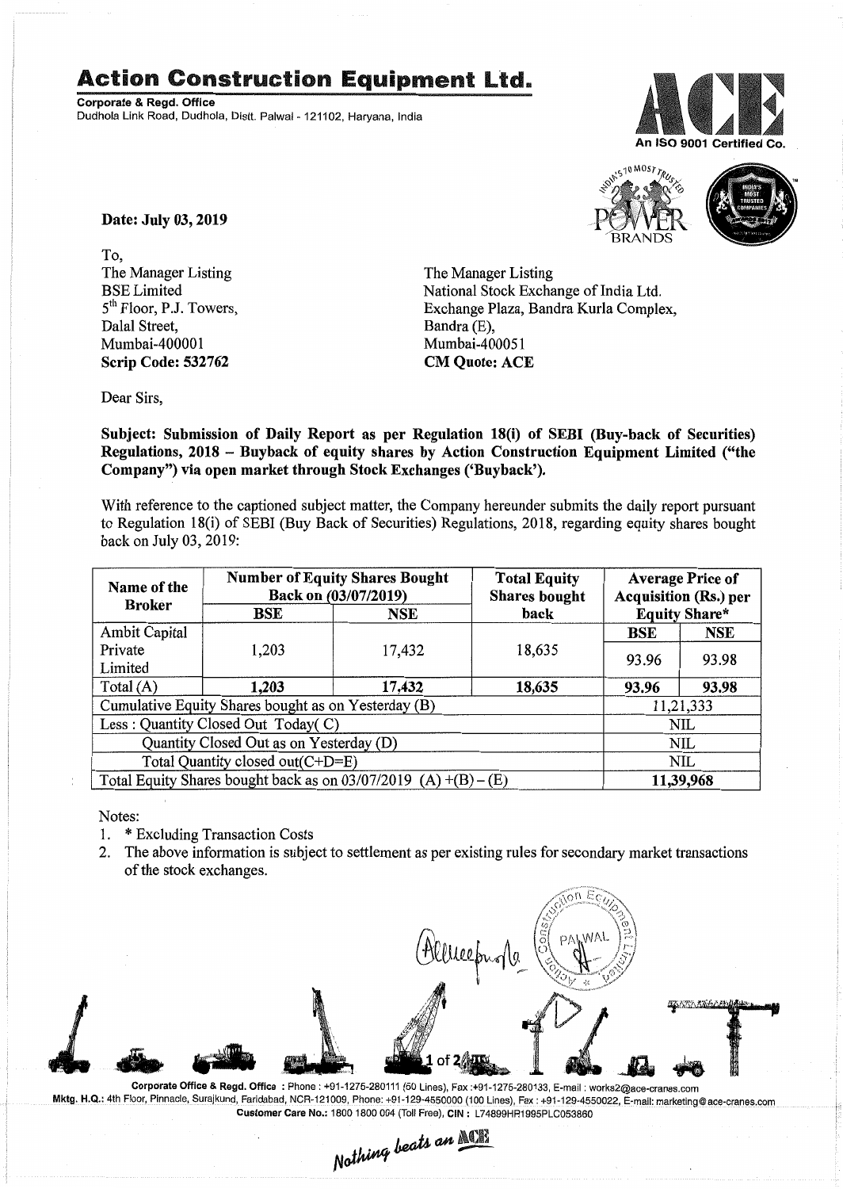# Action Construction Equipment Ltd.

**Corporate & Regd. Office**
Dudhola Link Road, Dudhola, Distt. Palwal - 121102, Haryana, India

An ISO 9001 Certified Co.

**Date: July 03, 2019**

To,
The Manager Listing
BSE Limited
5th Floor, P.J. Towers,
Dalal Street,
Mumbai-400001
**Scrip Code: 532762**

The Manager Listing
National Stock Exchange of India Ltd.
Exchange Plaza, Bandra Kurla Complex,
Bandra (E),
Mumbai-400051
**CM Quote: ACE**

Dear Sirs,

**Subject: Submission of Daily Report as per Regulation 18(i) of SEBI (Buy-back of Securities) Regulations, 2018 – Buyback of equity shares by Action Construction Equipment Limited ("the Company") via open market through Stock Exchanges ('Buyback').**

With reference to the captioned subject matter, the Company hereunder submits the daily report pursuant to Regulation 18(i) of SEBI (Buy Back of Securities) Regulations, 2018, regarding equity shares bought back on July 03, 2019:

| Name of the Broker | Number of Equity Shares Bought Back on (03/07/2019) | | Total Equity Shares bought back | Average Price of Acquisition (Rs.) per Equity Share* | |
|---|---|---|---|---|---|
| | BSE | NSE | | BSE | NSE |
| Ambit Capital Private Limited | 1,203 | 17,432 | 18,635 | 93.96 | 93.98 |
| Total (A) | **1,203** | **17,432** | **18,635** | **93.96** | **93.98** |
| Cumulative Equity Shares bought as on Yesterday (B) | | | | 11,21,333 | |
| Less : Quantity Closed Out Today( C) | | | | NIL | |
| Quantity Closed Out as on Yesterday (D) | | | | NIL | |
| Total Quantity closed out(C+D=E) | | | | NIL | |
| Total Equity Shares bought back as on 03/07/2019 (A) +(B) – (E) | | | | **11,39,968** | |

Notes:
1. * Excluding Transaction Costs
2. The above information is subject to settlement as per existing rules for secondary market transactions of the stock exchanges.

**Corporate Office & Regd. Office** : Phone : +91-1275-280111 (50 Lines), Fax :+91-1275-280133, E-mail : works2@ace-cranes.com
**Mktg. H.Q.**: 4th Floor, Pinnacle, Surajkund, Faridabad, NCR-121009, Phone: +91-129-4550000 (100 Lines), Fax : +91-129-4550022, E-mail: marketing@ace-cranes.com
**Customer Care No.**: 1800 1800 004 (Toll Free), **CIN** : L74899HR1995PLC053860

*Nothing beats an ACE*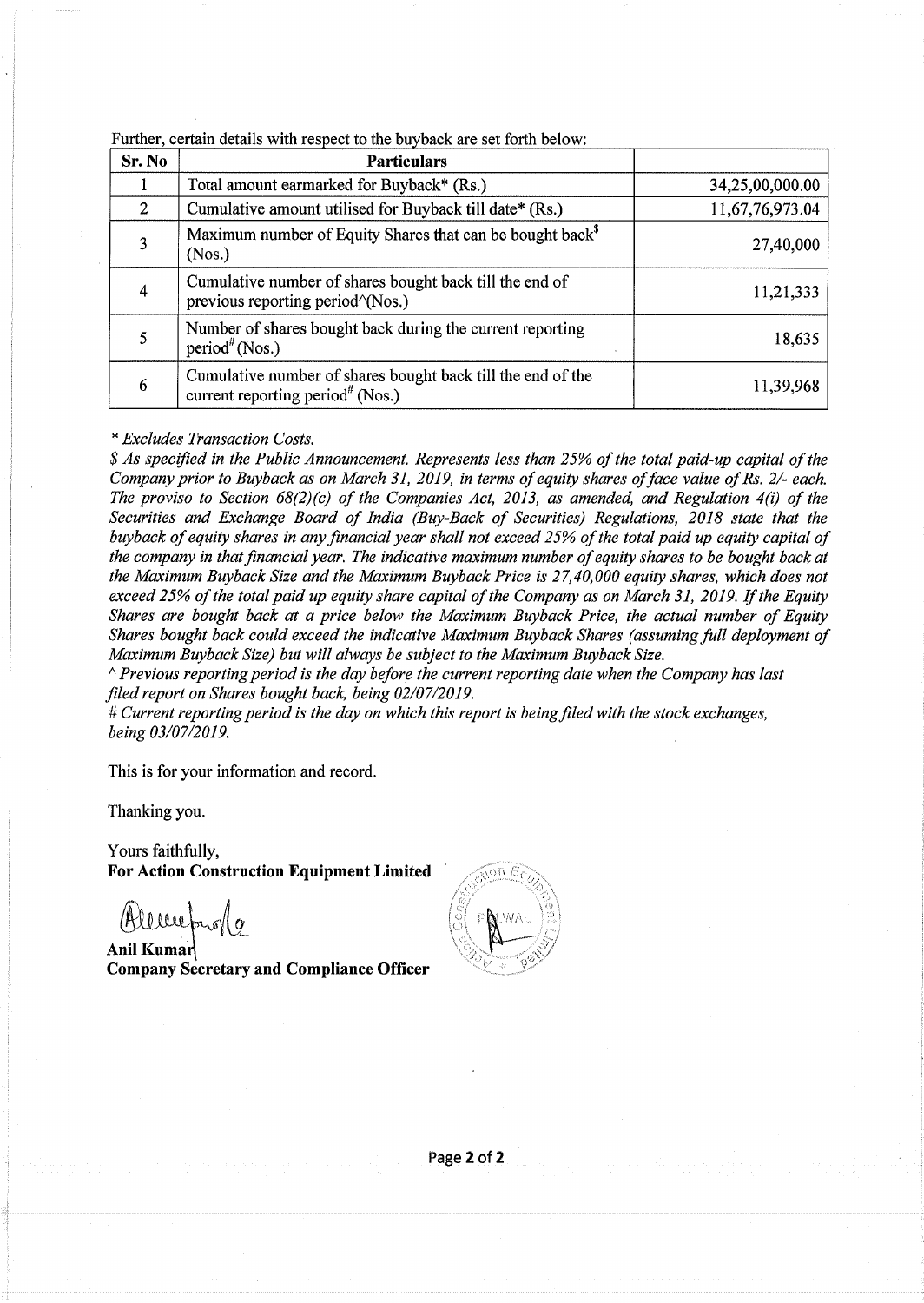Further, certain details with respect to the buyback are set forth below:

| Sr. No | Particulars | |
|---|---|---|
| 1 | Total amount earmarked for Buyback* (Rs.) | 34,25,00,000.00 |
| 2 | Cumulative amount utilised for Buyback till date* (Rs.) | 11,67,76,973.04 |
| 3 | Maximum number of Equity Shares that can be bought back$ (Nos.) | 27,40,000 |
| 4 | Cumulative number of shares bought back till the end of previous reporting period^(Nos.) | 11,21,333 |
| 5 | Number of shares bought back during the current reporting period# (Nos.) | 18,635 |
| 6 | Cumulative number of shares bought back till the end of the current reporting period# (Nos.) | 11,39,968 |

*\* Excludes Transaction Costs.*

*$ As specified in the Public Announcement. Represents less than 25% of the total paid-up capital of the Company prior to Buyback as on March 31, 2019, in terms of equity shares of face value of Rs. 2/- each. The proviso to Section 68(2)(c) of the Companies Act, 2013, as amended, and Regulation 4(i) of the Securities and Exchange Board of India (Buy-Back of Securities) Regulations, 2018 state that the buyback of equity shares in any financial year shall not exceed 25% of the total paid up equity capital of the company in that financial year. The indicative maximum number of equity shares to be bought back at the Maximum Buyback Size and the Maximum Buyback Price is 27,40,000 equity shares, which does not exceed 25% of the total paid up equity share capital of the Company as on March 31, 2019. If the Equity Shares are bought back at a price below the Maximum Buyback Price, the actual number of Equity Shares bought back could exceed the indicative Maximum Buyback Shares (assuming full deployment of Maximum Buyback Size) but will always be subject to the Maximum Buyback Size.*

*^ Previous reporting period is the day before the current reporting date when the Company has last filed report on Shares bought back, being 02/07/2019.*

*# Current reporting period is the day on which this report is being filed with the stock exchanges, being 03/07/2019.*

This is for your information and record.

Thanking you.

Yours faithfully,
**For Action Construction Equipment Limited**

**Anil Kumar**
**Company Secretary and Compliance Officer**